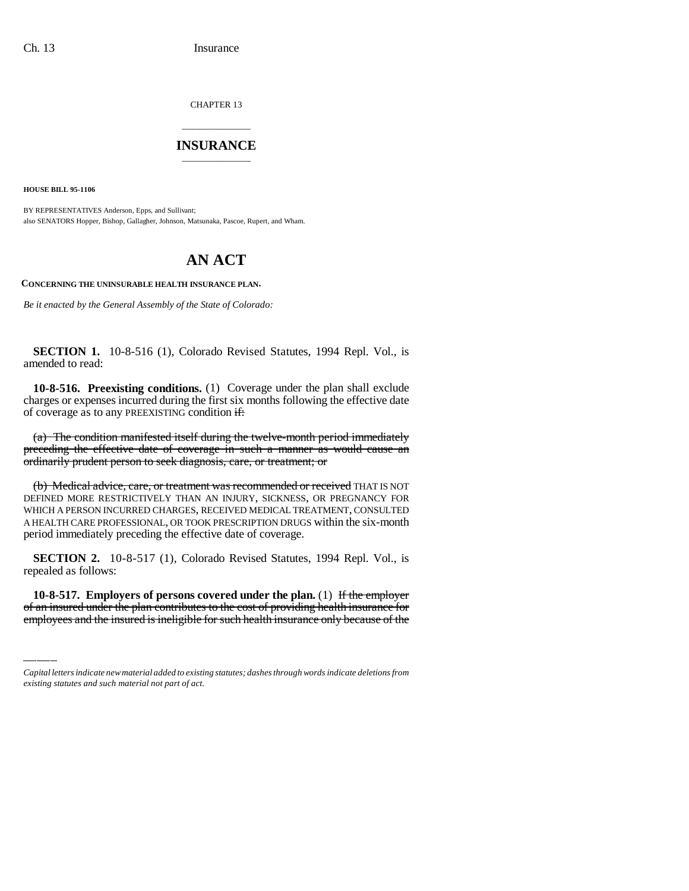CHAPTER 13

## INSURANCE

**HOUSE BILL 95-1106**

BY REPRESENTATIVES Anderson, Epps, and Sullivant;
also SENATORS Hopper, Bishop, Gallagher, Johnson, Matsunaka, Pascoe, Rupert, and Wham.

# AN ACT

**CONCERNING THE UNINSURABLE HEALTH INSURANCE PLAN.**

*Be it enacted by the General Assembly of the State of Colorado:*

**SECTION 1.** 10-8-516 (1), Colorado Revised Statutes, 1994 Repl. Vol., is amended to read:

**10-8-516. Preexisting conditions.** (1) Coverage under the plan shall exclude charges or expenses incurred during the first six months following the effective date of coverage as to any PREEXISTING condition ~~if:~~

~~(a) The condition manifested itself during the twelve-month period immediately preceding the effective date of coverage in such a manner as would cause an ordinarily prudent person to seek diagnosis, care, or treatment; or~~

~~(b) Medical advice, care, or treatment was recommended or received~~ THAT IS NOT DEFINED MORE RESTRICTIVELY THAN AN INJURY, SICKNESS, OR PREGNANCY FOR WHICH A PERSON INCURRED CHARGES, RECEIVED MEDICAL TREATMENT, CONSULTED A HEALTH CARE PROFESSIONAL, OR TOOK PRESCRIPTION DRUGS within the six-month period immediately preceding the effective date of coverage.

**SECTION 2.** 10-8-517 (1), Colorado Revised Statutes, 1994 Repl. Vol., is repealed as follows:

**10-8-517. Employers of persons covered under the plan.** (1) ~~If the employer of an insured under the plan contributes to the cost of providing health insurance for employees and the insured is ineligible for such health insurance only because of the~~

*Capital letters indicate new material added to existing statutes; dashes through words indicate deletions from existing statutes and such material not part of act.*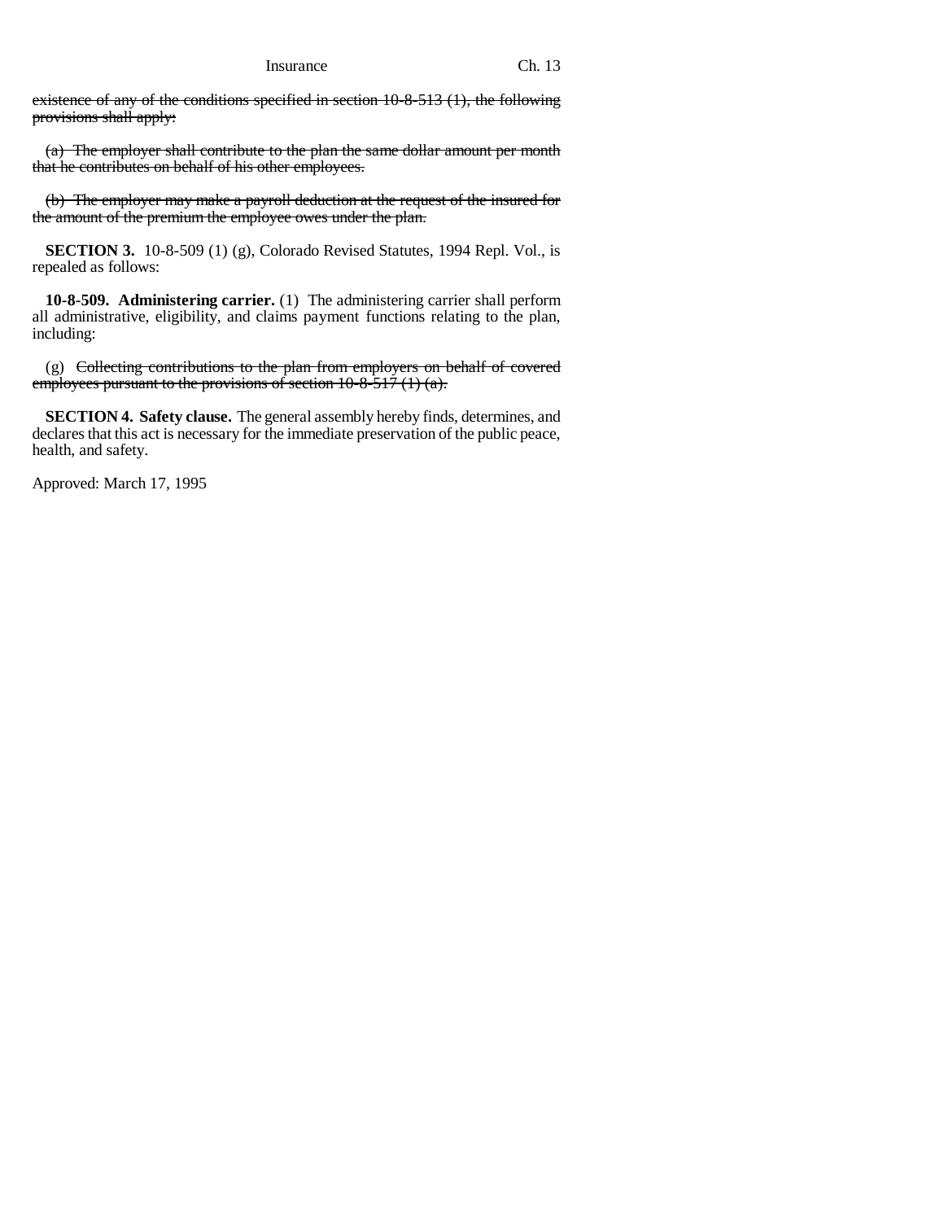~~existence of any of the conditions specified in section 10-8-513 (1), the following provisions shall apply:~~

~~(a) The employer shall contribute to the plan the same dollar amount per month that he contributes on behalf of his other employees.~~

~~(b) The employer may make a payroll deduction at the request of the insured for the amount of the premium the employee owes under the plan.~~

**SECTION 3.** 10-8-509 (1) (g), Colorado Revised Statutes, 1994 Repl. Vol., is repealed as follows:

**10-8-509. Administering carrier.** (1) The administering carrier shall perform all administrative, eligibility, and claims payment functions relating to the plan, including:

(g) ~~Collecting contributions to the plan from employers on behalf of covered employees pursuant to the provisions of section 10-8-517 (1) (a).~~

**SECTION 4. Safety clause.** The general assembly hereby finds, determines, and declares that this act is necessary for the immediate preservation of the public peace, health, and safety.

Approved: March 17, 1995